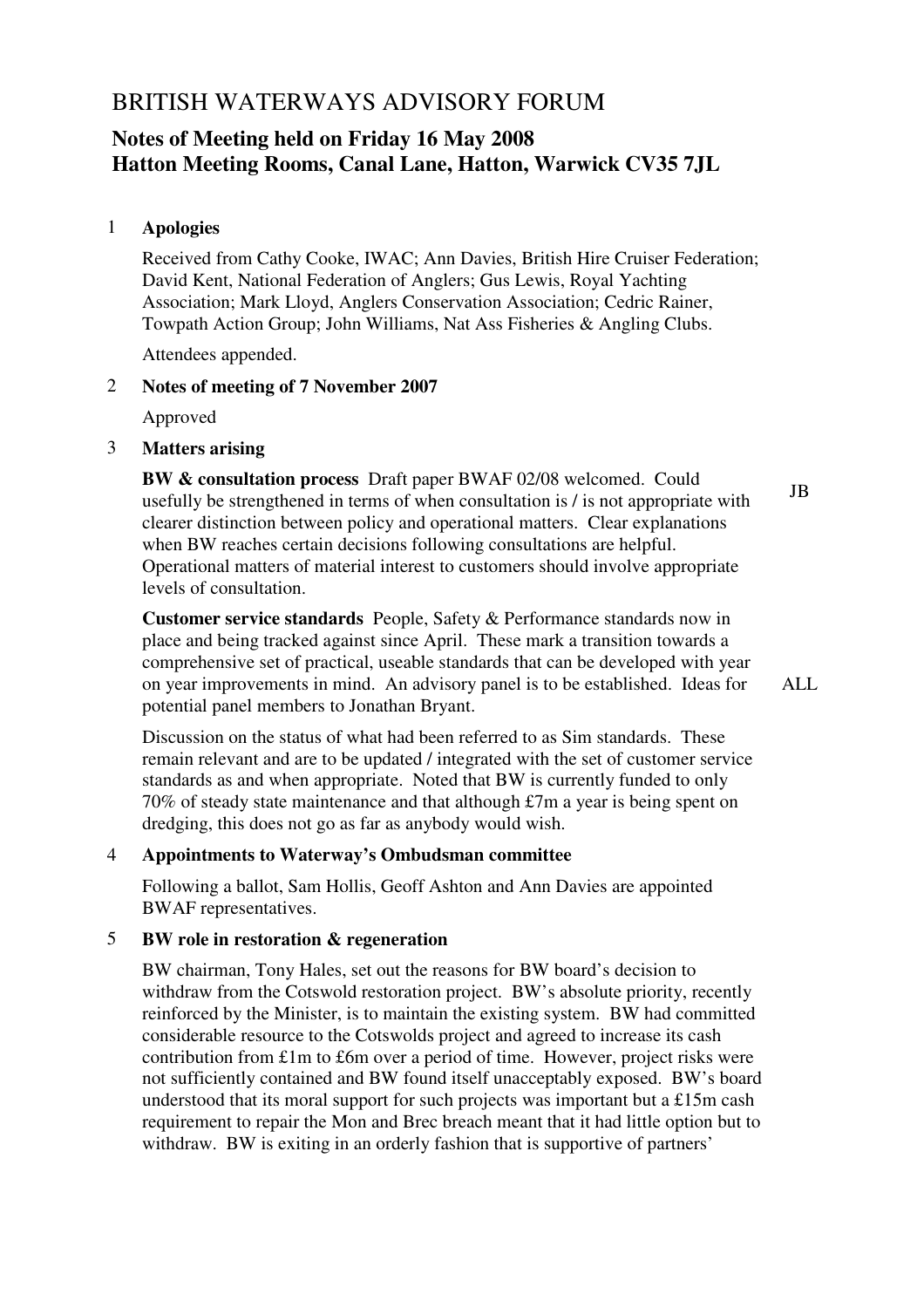# BRITISH WATERWAYS ADVISORY FORUM

## Notes of Meeting held on Friday 16 May 2008
## Hatton Meeting Rooms, Canal Lane, Hatton, Warwick CV35 7JL

1 **Apologies**

Received from Cathy Cooke, IWAC; Ann Davies, British Hire Cruiser Federation; David Kent, National Federation of Anglers; Gus Lewis, Royal Yachting Association; Mark Lloyd, Anglers Conservation Association; Cedric Rainer, Towpath Action Group; John Williams, Nat Ass Fisheries & Angling Clubs.

Attendees appended.

2 **Notes of meeting of 7 November 2007**

Approved

3 **Matters arising**

**BW & consultation process** Draft paper BWAF 02/08 welcomed. Could usefully be strengthened in terms of when consultation is / is not appropriate with clearer distinction between policy and operational matters. Clear explanations when BW reaches certain decisions following consultations are helpful. Operational matters of material interest to customers should involve appropriate levels of consultation. — JB

**Customer service standards** People, Safety & Performance standards now in place and being tracked against since April. These mark a transition towards a comprehensive set of practical, useable standards that can be developed with year on year improvements in mind. An advisory panel is to be established. Ideas for potential panel members to Jonathan Bryant. — ALL

Discussion on the status of what had been referred to as Sim standards. These remain relevant and are to be updated / integrated with the set of customer service standards as and when appropriate. Noted that BW is currently funded to only 70% of steady state maintenance and that although £7m a year is being spent on dredging, this does not go as far as anybody would wish.

4 **Appointments to Waterway's Ombudsman committee**

Following a ballot, Sam Hollis, Geoff Ashton and Ann Davies are appointed BWAF representatives.

5 **BW role in restoration & regeneration**

BW chairman, Tony Hales, set out the reasons for BW board's decision to withdraw from the Cotswold restoration project. BW's absolute priority, recently reinforced by the Minister, is to maintain the existing system. BW had committed considerable resource to the Cotswolds project and agreed to increase its cash contribution from £1m to £6m over a period of time. However, project risks were not sufficiently contained and BW found itself unacceptably exposed. BW's board understood that its moral support for such projects was important but a £15m cash requirement to repair the Mon and Brec breach meant that it had little option but to withdraw. BW is exiting in an orderly fashion that is supportive of partners'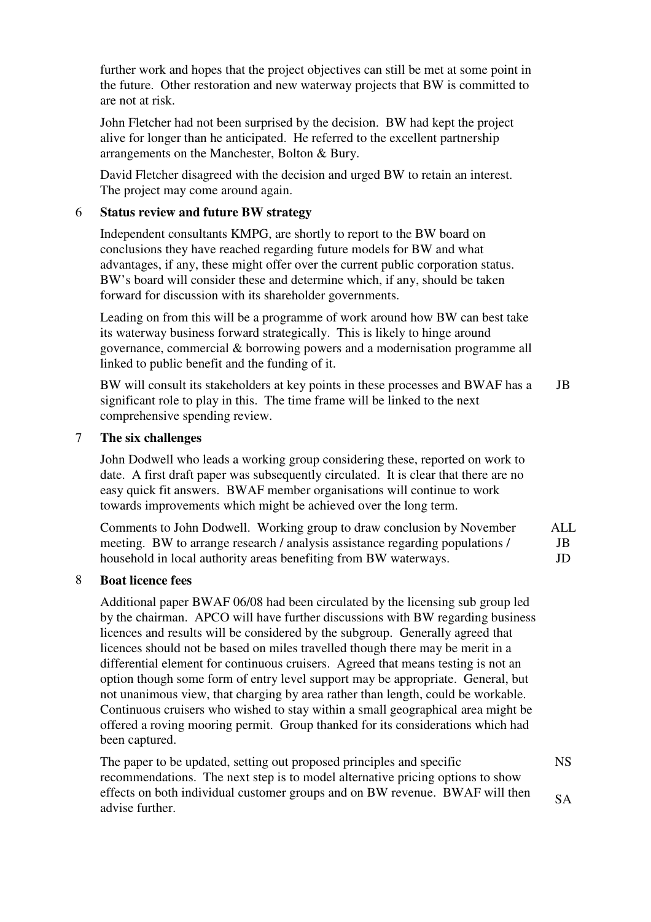further work and hopes that the project objectives can still be met at some point in the future. Other restoration and new waterway projects that BW is committed to are not at risk.

John Fletcher had not been surprised by the decision. BW had kept the project alive for longer than he anticipated. He referred to the excellent partnership arrangements on the Manchester, Bolton & Bury.

David Fletcher disagreed with the decision and urged BW to retain an interest. The project may come around again.

## 6 Status review and future BW strategy

Independent consultants KMPG, are shortly to report to the BW board on conclusions they have reached regarding future models for BW and what advantages, if any, these might offer over the current public corporation status. BW's board will consider these and determine which, if any, should be taken forward for discussion with its shareholder governments.

Leading on from this will be a programme of work around how BW can best take its waterway business forward strategically. This is likely to hinge around governance, commercial & borrowing powers and a modernisation programme all linked to public benefit and the funding of it.

BW will consult its stakeholders at key points in these processes and BWAF has a significant role to play in this. The time frame will be linked to the next comprehensive spending review. **JB**

## 7 The six challenges

John Dodwell who leads a working group considering these, reported on work to date. A first draft paper was subsequently circulated. It is clear that there are no easy quick fit answers. BWAF member organisations will continue to work towards improvements which might be achieved over the long term.

Comments to John Dodwell. Working group to draw conclusion by November meeting. BW to arrange research / analysis assistance regarding populations / household in local authority areas benefiting from BW waterways. **ALL** **JB** **JD**

## 8 Boat licence fees

Additional paper BWAF 06/08 had been circulated by the licensing sub group led by the chairman. APCO will have further discussions with BW regarding business licences and results will be considered by the subgroup. Generally agreed that licences should not be based on miles travelled though there may be merit in a differential element for continuous cruisers. Agreed that means testing is not an option though some form of entry level support may be appropriate. General, but not unanimous view, that charging by area rather than length, could be workable. Continuous cruisers who wished to stay within a small geographical area might be offered a roving mooring permit. Group thanked for its considerations which had been captured.

The paper to be updated, setting out proposed principles and specific recommendations. The next step is to model alternative pricing options to show effects on both individual customer groups and on BW revenue. BWAF will then advise further. **NS** **SA**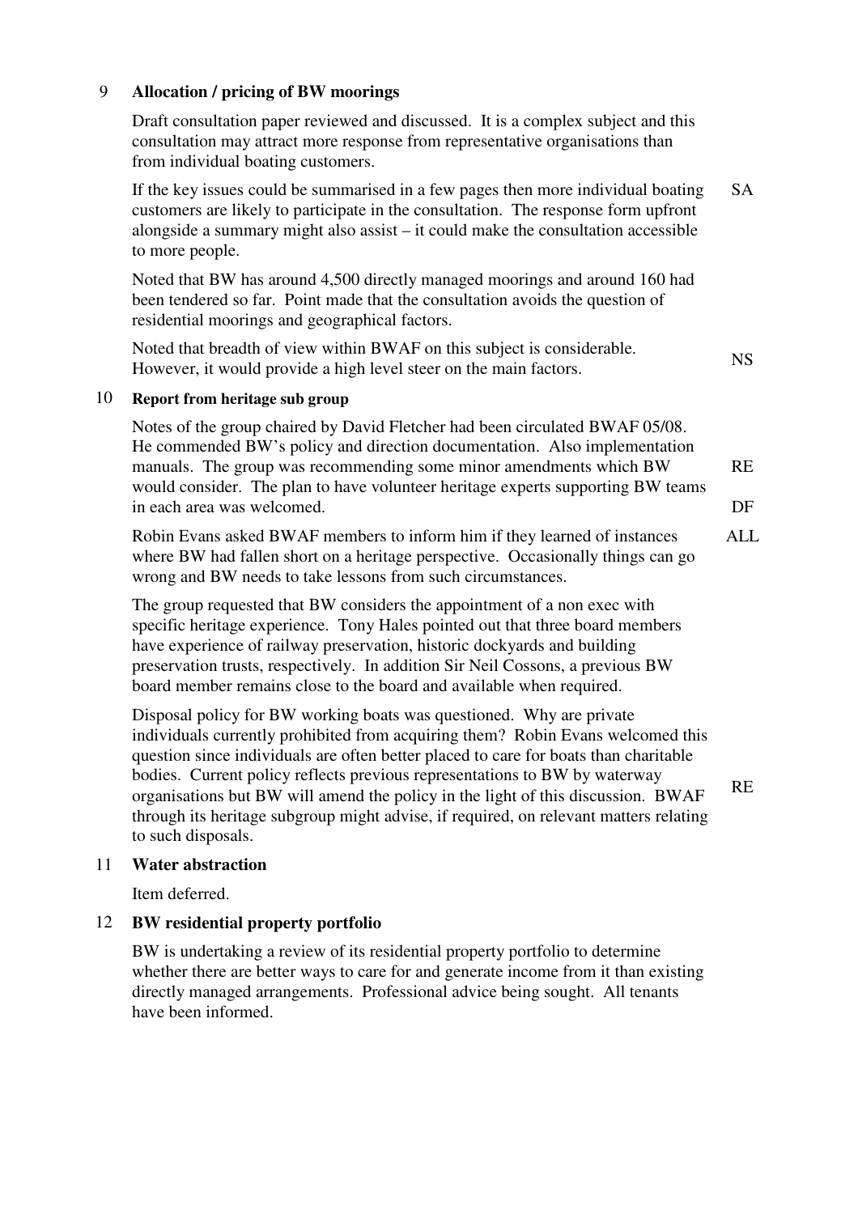## 9 Allocation / pricing of BW moorings

Draft consultation paper reviewed and discussed. It is a complex subject and this consultation may attract more response from representative organisations than from individual boating customers.

If the key issues could be summarised in a few pages then more individual boating customers are likely to participate in the consultation. The response form upfront alongside a summary might also assist – it could make the consultation accessible to more people. **SA**

Noted that BW has around 4,500 directly managed moorings and around 160 had been tendered so far. Point made that the consultation avoids the question of residential moorings and geographical factors.

Noted that breadth of view within BWAF on this subject is considerable. However, it would provide a high level steer on the main factors. **NS**

## 10 Report from heritage sub group

Notes of the group chaired by David Fletcher had been circulated BWAF 05/08. He commended BW's policy and direction documentation. Also implementation manuals. The group was recommending some minor amendments which BW would consider. The plan to have volunteer heritage experts supporting BW teams in each area was welcomed. **RE** **DF**

Robin Evans asked BWAF members to inform him if they learned of instances where BW had fallen short on a heritage perspective. Occasionally things can go wrong and BW needs to take lessons from such circumstances. **ALL**

The group requested that BW considers the appointment of a non exec with specific heritage experience. Tony Hales pointed out that three board members have experience of railway preservation, historic dockyards and building preservation trusts, respectively. In addition Sir Neil Cossons, a previous BW board member remains close to the board and available when required.

Disposal policy for BW working boats was questioned. Why are private individuals currently prohibited from acquiring them? Robin Evans welcomed this question since individuals are often better placed to care for boats than charitable bodies. Current policy reflects previous representations to BW by waterway organisations but BW will amend the policy in the light of this discussion. BWAF through its heritage subgroup might advise, if required, on relevant matters relating to such disposals. **RE**

## 11 Water abstraction

Item deferred.

## 12 BW residential property portfolio

BW is undertaking a review of its residential property portfolio to determine whether there are better ways to care for and generate income from it than existing directly managed arrangements. Professional advice being sought. All tenants have been informed.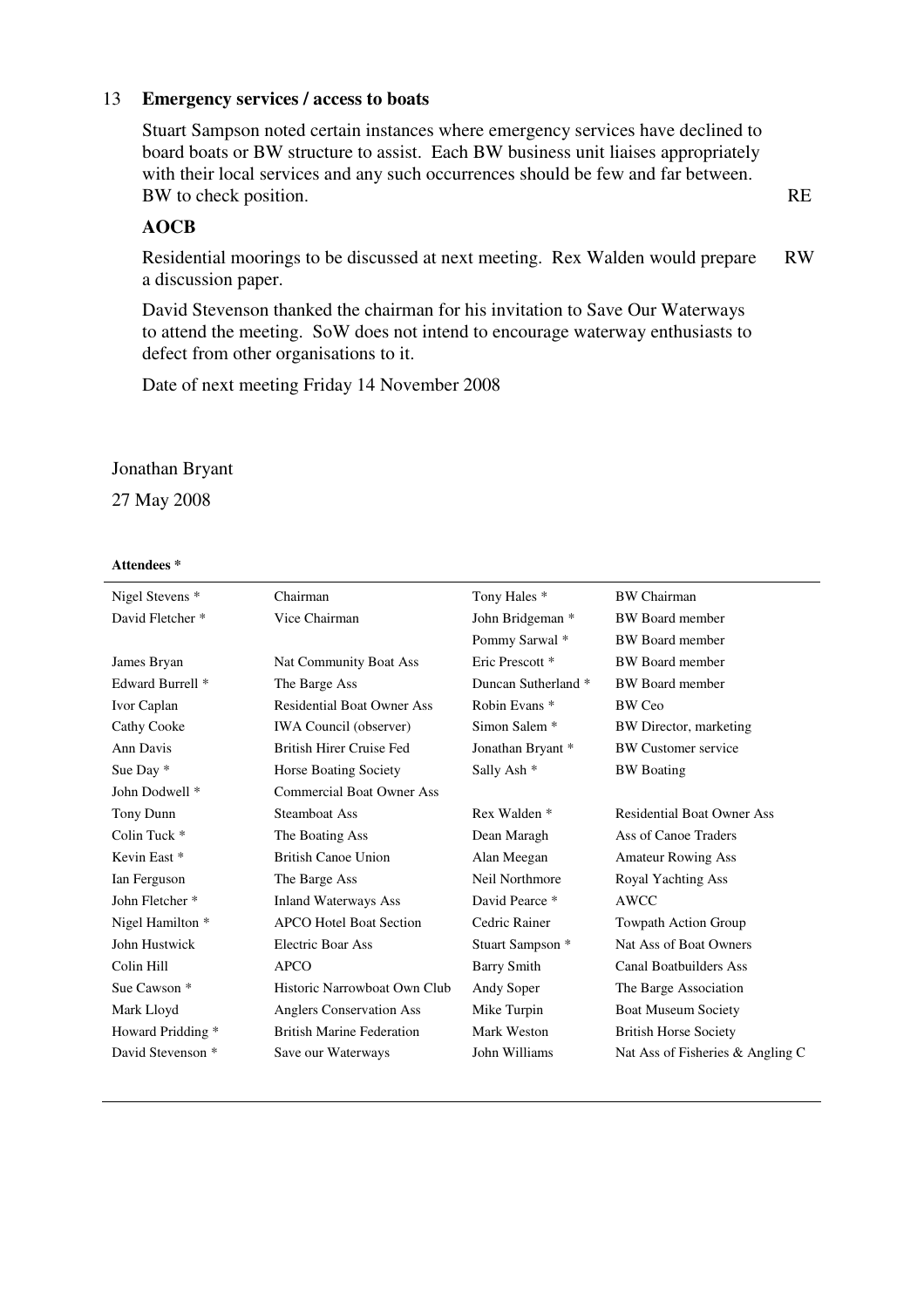13 **Emergency services / access to boats**

Stuart Sampson noted certain instances where emergency services have declined to board boats or BW structure to assist. Each BW business unit liaises appropriately with their local services and any such occurrences should be few and far between. BW to check position. RE

**AOCB**

Residential moorings to be discussed at next meeting. Rex Walden would prepare a discussion paper. RW

David Stevenson thanked the chairman for his invitation to Save Our Waterways to attend the meeting. SoW does not intend to encourage waterway enthusiasts to defect from other organisations to it.

Date of next meeting Friday 14 November 2008

Jonathan Bryant

27 May 2008

**Attendees** *

| | | | |
|---|---|---|---|
| Nigel Stevens * | Chairman | Tony Hales * | BW Chairman |
| David Fletcher * | Vice Chairman | John Bridgeman * | BW Board member |
| | | Pommy Sarwal * | BW Board member |
| James Bryan | Nat Community Boat Ass | Eric Prescott * | BW Board member |
| Edward Burrell * | The Barge Ass | Duncan Sutherland * | BW Board member |
| Ivor Caplan | Residential Boat Owner Ass | Robin Evans * | BW Ceo |
| Cathy Cooke | IWA Council (observer) | Simon Salem * | BW Director, marketing |
| Ann Davis | British Hirer Cruise Fed | Jonathan Bryant * | BW Customer service |
| Sue Day * | Horse Boating Society | Sally Ash * | BW Boating |
| John Dodwell * | Commercial Boat Owner Ass | | |
| Tony Dunn | Steamboat Ass | Rex Walden * | Residential Boat Owner Ass |
| Colin Tuck * | The Boating Ass | Dean Maragh | Ass of Canoe Traders |
| Kevin East * | British Canoe Union | Alan Meegan | Amateur Rowing Ass |
| Ian Ferguson | The Barge Ass | Neil Northmore | Royal Yachting Ass |
| John Fletcher * | Inland Waterways Ass | David Pearce * | AWCC |
| Nigel Hamilton * | APCO Hotel Boat Section | Cedric Rainer | Towpath Action Group |
| John Hustwick | Electric Boar Ass | Stuart Sampson * | Nat Ass of Boat Owners |
| Colin Hill | APCO | Barry Smith | Canal Boatbuilders Ass |
| Sue Cawson * | Historic Narrowboat Own Club | Andy Soper | The Barge Association |
| Mark Lloyd | Anglers Conservation Ass | Mike Turpin | Boat Museum Society |
| Howard Pridding * | British Marine Federation | Mark Weston | British Horse Society |
| David Stevenson * | Save our Waterways | John Williams | Nat Ass of Fisheries & Angling C |